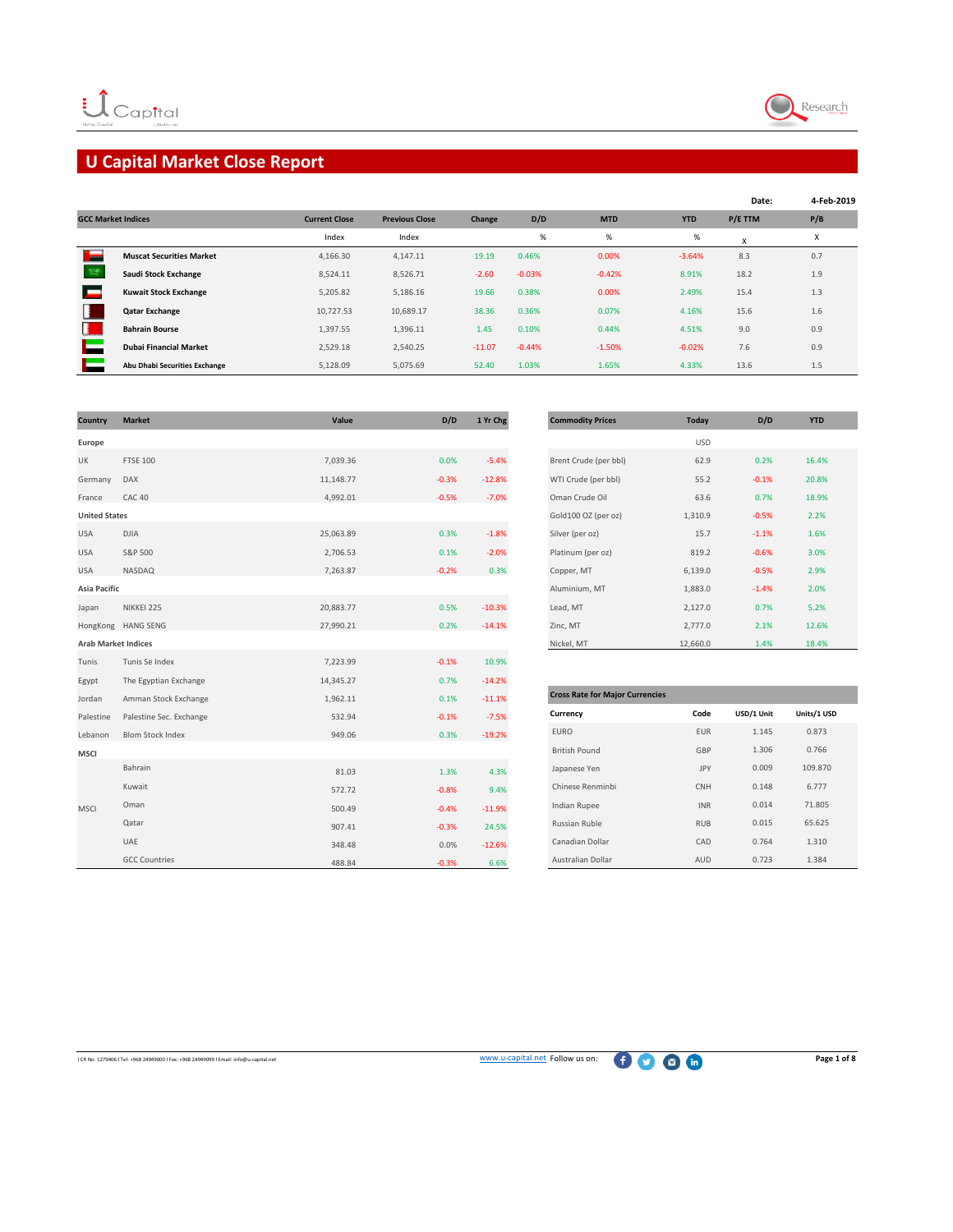# U Capital Market Close Report

**Date:** 4-Feb-2019

| GCC Market Indices | Current Close | Previous Close | Change | D/D | MTD | YTD | P/E TTM | P/B |
|---|---|---|---|---|---|---|---|---|
| | Index | Index | | % | % | % | x | x |
| Muscat Securities Market | 4,166.30 | 4,147.11 | 19.19 | 0.46% | 0.00% | -3.64% | 8.3 | 0.7 |
| Saudi Stock Exchange | 8,524.11 | 8,526.71 | -2.60 | -0.03% | -0.42% | 8.91% | 18.2 | 1.9 |
| Kuwait Stock Exchange | 5,205.82 | 5,186.16 | 19.66 | 0.38% | 0.00% | 2.49% | 15.4 | 1.3 |
| Qatar Exchange | 10,727.53 | 10,689.17 | 38.36 | 0.36% | 0.07% | 4.16% | 15.6 | 1.6 |
| Bahrain Bourse | 1,397.55 | 1,396.11 | 1.45 | 0.10% | 0.44% | 4.51% | 9.0 | 0.9 |
| Dubai Financial Market | 2,529.18 | 2,540.25 | -11.07 | -0.44% | -1.50% | -0.02% | 7.6 | 0.9 |
| Abu Dhabi Securities Exchange | 5,128.09 | 5,075.69 | 52.40 | 1.03% | 1.65% | 4.33% | 13.6 | 1.5 |

| Country | Market | Value | D/D | 1 Yr Chg |
|---|---|---|---|---|
| **Europe** | | | | |
| UK | FTSE 100 | 7,039.36 | 0.0% | -5.4% |
| Germany | DAX | 11,148.77 | -0.3% | -12.8% |
| France | CAC 40 | 4,992.01 | -0.5% | -7.0% |
| **United States** | | | | |
| USA | DJIA | 25,063.89 | 0.3% | -1.8% |
| USA | S&P 500 | 2,706.53 | 0.1% | -2.0% |
| USA | NASDAQ | 7,263.87 | -0.2% | 0.3% |
| **Asia Pacific** | | | | |
| Japan | NIKKEI 225 | 20,883.77 | 0.5% | -10.3% |
| HongKong | HANG SENG | 27,990.21 | 0.2% | -14.1% |
| **Arab Market Indices** | | | | |
| Tunis | Tunis Se Index | 7,223.99 | -0.1% | 10.9% |
| Egypt | The Egyptian Exchange | 14,345.27 | 0.7% | -14.2% |
| Jordan | Amman Stock Exchange | 1,962.11 | 0.1% | -11.1% |
| Palestine | Palestine Sec. Exchange | 532.94 | -0.1% | -7.5% |
| Lebanon | Blom Stock Index | 949.06 | 0.3% | -19.2% |
| **MSCI** | | | | |
| MSCI | Bahrain | 81.03 | 1.3% | 4.3% |
| MSCI | Kuwait | 572.72 | -0.8% | 9.4% |
| MSCI | Oman | 500.49 | -0.4% | -11.9% |
| MSCI | Qatar | 907.41 | -0.3% | 24.5% |
| MSCI | UAE | 348.48 | 0.0% | -12.6% |
| MSCI | GCC Countries | 488.84 | -0.3% | 6.6% |

| Commodity Prices | Today | D/D | YTD |
|---|---|---|---|
| | USD | | |
| Brent Crude (per bbl) | 62.9 | 0.2% | 16.4% |
| WTI Crude (per bbl) | 55.2 | -0.1% | 20.8% |
| Oman Crude Oil | 63.6 | 0.7% | 18.9% |
| Gold100 OZ (per oz) | 1,310.9 | -0.5% | 2.2% |
| Silver (per oz) | 15.7 | -1.1% | 1.6% |
| Platinum (per oz) | 819.2 | -0.6% | 3.0% |
| Copper, MT | 6,139.0 | -0.5% | 2.9% |
| Aluminium, MT | 1,883.0 | -1.4% | 2.0% |
| Lead, MT | 2,127.0 | 0.7% | 5.2% |
| Zinc, MT | 2,777.0 | 2.1% | 12.6% |
| Nickel, MT | 12,660.0 | 1.4% | 18.4% |

**Cross Rate for Major Currencies**

| Currency | Code | USD/1 Unit | Units/1 USD |
|---|---|---|---|
| EURO | EUR | 1.145 | 0.873 |
| British Pound | GBP | 1.306 | 0.766 |
| Japanese Yen | JPY | 0.009 | 109.870 |
| Chinese Renminbi | CNH | 0.148 | 6.777 |
| Indian Rupee | INR | 0.014 | 71.805 |
| Russian Ruble | RUB | 0.015 | 65.625 |
| Canadian Dollar | CAD | 0.764 | 1.310 |
| Australian Dollar | AUD | 0.723 | 1.384 |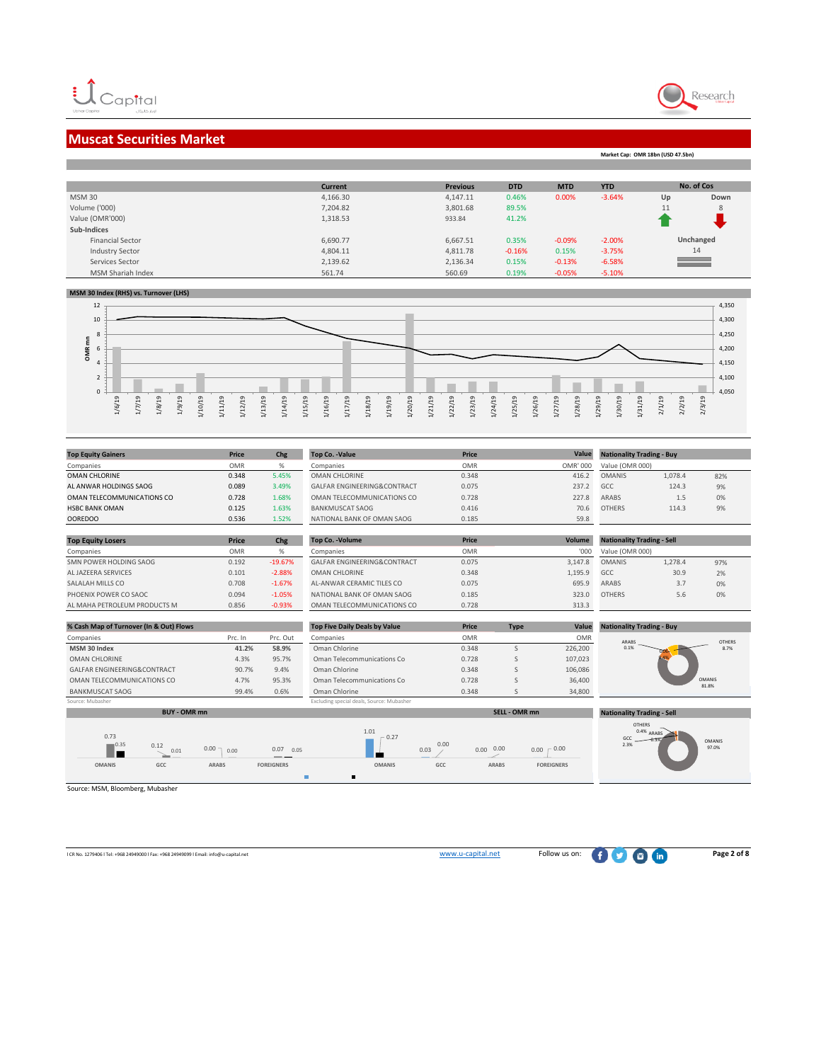## Muscat Securities Market

**Market Cap: OMR 18bn (USD 47.5bn)**

| | Current | Previous | DTD | MTD | YTD | No. of Cos | |
|---|---|---|---|---|---|---|---|
| MSM 30 | 4,166.30 | 4,147.11 | 0.46% | 0.00% | -3.64% | Up | Down |
| Volume ('000) | 7,204.82 | 3,801.68 | 89.5% | | | 11 | 8 |
| Value (OMR'000) | 1,318.53 | 933.84 | 41.2% | | | | |
| **Sub-Indices** | | | | | | | |
| Financial Sector | 6,690.77 | 6,667.51 | 0.35% | -0.09% | -2.00% | Unchanged | |
| Industry Sector | 4,804.11 | 4,811.78 | -0.16% | 0.15% | -3.75% | 14 | |
| Services Sector | 2,139.62 | 2,136.34 | 0.15% | -0.13% | -6.58% | | |
| MSM Shariah Index | 561.74 | 560.69 | 0.19% | -0.05% | -5.10% | | |

**MSM 30 Index (RHS) vs. Turnover (LHS)**

| Top Equity Gainers | Price | Chg |
|---|---|---|
| Companies | OMR | % |
| OMAN CHLORINE | 0.348 | 5.45% |
| AL ANWAR HOLDINGS SAOG | 0.089 | 3.49% |
| OMAN TELECOMMUNICATIONS CO | 0.728 | 1.68% |
| HSBC BANK OMAN | 0.125 | 1.63% |
| OOREDOO | 0.536 | 1.52% |

| Top Co. -Value | Price | Value |
|---|---|---|
| Companies | OMR | OMR' 000 |
| OMAN CHLORINE | 0.348 | 416.2 |
| GALFAR ENGINEERING&CONTRACT | 0.075 | 237.2 |
| OMAN TELECOMMUNICATIONS CO | 0.728 | 227.8 |
| BANKMUSCAT SAOG | 0.416 | 70.6 |
| NATIONAL BANK OF OMAN SAOG | 0.185 | 59.8 |

| Nationality Trading - Buy | | |
|---|---|---|
| Value (OMR 000) | | |
| OMANIS | 1,078.4 | 82% |
| GCC | 124.3 | 9% |
| ARABS | 1.5 | 0% |
| OTHERS | 114.3 | 9% |

| Top Equity Losers | Price | Chg |
|---|---|---|
| Companies | OMR | % |
| SMN POWER HOLDING SAOG | 0.192 | -19.67% |
| AL JAZEERA SERVICES | 0.101 | -2.88% |
| SALALAH MILLS CO | 0.708 | -1.67% |
| PHOENIX POWER CO SAOC | 0.094 | -1.05% |
| AL MAHA PETROLEUM PRODUCTS M | 0.856 | -0.93% |

| Top Co. -Volume | Price | Volume |
|---|---|---|
| Companies | OMR | '000 |
| GALFAR ENGINEERING&CONTRACT | 0.075 | 3,147.8 |
| OMAN CHLORINE | 0.348 | 1,195.9 |
| AL-ANWAR CERAMIC TILES CO | 0.075 | 695.9 |
| NATIONAL BANK OF OMAN SAOG | 0.185 | 323.0 |
| OMAN TELECOMMUNICATIONS CO | 0.728 | 313.3 |

| Nationality Trading - Sell | | |
|---|---|---|
| Value (OMR 000) | | |
| OMANIS | 1,278.4 | 97% |
| GCC | 30.9 | 2% |
| ARABS | 3.7 | 0% |
| OTHERS | 5.6 | 0% |

| % Cash Map of Turnover (In & Out) Flows | Prc. In | Prc. Out |
|---|---|---|
| Companies | | |
| **MSM 30 Index** | **41.2%** | **58.9%** |
| OMAN CHLORINE | 4.3% | 95.7% |
| GALFAR ENGINEERING&CONTRACT | 90.7% | 9.4% |
| OMAN TELECOMMUNICATIONS CO | 4.7% | 95.3% |
| BANKMUSCAT SAOG | 99.4% | 0.6% |

Source: Mubasher

| Top Five Daily Deals by Value | Price | Type | Value |
|---|---|---|---|
| Companies | OMR | | OMR |
| Oman Chlorine | 0.348 | S | 226,200 |
| Oman Telecommunications Co | 0.728 | S | 107,023 |
| Oman Chlorine | 0.348 | S | 106,086 |
| Oman Telecommunications Co | 0.728 | S | 36,400 |
| Oman Chlorine | 0.348 | S | 34,800 |

Excluding special deals, Source: Mubasher

**Nationality Trading - Buy**: OMANIS 81.8%, GCC 9.4%, ARABS 0.1%, OTHERS 8.7%

**BUY - OMR mn**

| | OMANIS | GCC | ARABS | FOREIGNERS |
|---|---|---|---|---|
| | 0.73 | 0.12 | 0.00 | 0.07 |
| | 0.35 | 0.01 | 0.00 | 0.05 |

**SELL - OMR mn**

| | OMANIS | GCC | ARABS | FOREIGNERS |
|---|---|---|---|---|
| | 1.01 | 0.03 | 0.00 | 0.00 |
| | 0.27 | 0.00 | 0.00 | 0.00 |

**Nationality Trading - Sell**: OMANIS 97.0%, GCC 2.3%, ARABS 0.3%, OTHERS 0.4%

Source: MSM, Bloomberg, Mubasher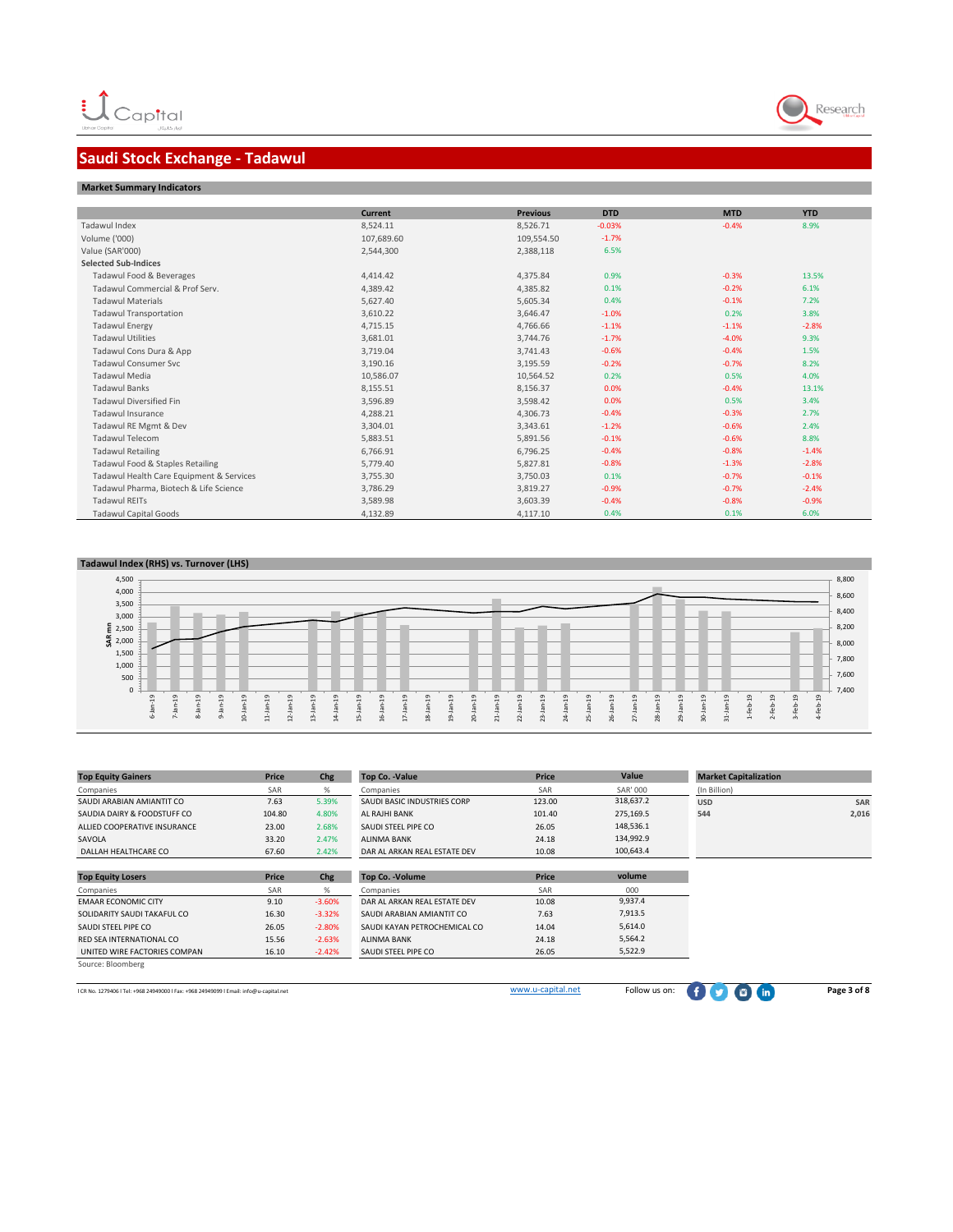## Saudi Stock Exchange - Tadawul

### Market Summary Indicators

| | Current | Previous | DTD | MTD | YTD |
|---|---|---|---|---|---|
| Tadawul Index | 8,524.11 | 8,526.71 | -0.03% | -0.4% | 8.9% |
| Volume ('000) | 107,689.60 | 109,554.50 | -1.7% | | |
| Value (SAR'000) | 2,544,300 | 2,388,118 | 6.5% | | |
| **Selected Sub-Indices** | | | | | |
| Tadawul Food & Beverages | 4,414.42 | 4,375.84 | 0.9% | -0.3% | 13.5% |
| Tadawul Commercial & Prof Serv. | 4,389.42 | 4,385.82 | 0.1% | -0.2% | 6.1% |
| Tadawul Materials | 5,627.40 | 5,605.34 | 0.4% | -0.1% | 7.2% |
| Tadawul Transportation | 3,610.22 | 3,646.47 | -1.0% | 0.2% | 3.8% |
| Tadawul Energy | 4,715.15 | 4,766.66 | -1.1% | -1.1% | -2.8% |
| Tadawul Utilities | 3,681.01 | 3,744.76 | -1.7% | -4.0% | 9.3% |
| Tadawul Cons Dura & App | 3,719.04 | 3,741.43 | -0.6% | -0.4% | 1.5% |
| Tadawul Consumer Svc | 3,190.16 | 3,195.59 | -0.2% | -0.7% | 8.2% |
| Tadawul Media | 10,586.07 | 10,564.52 | 0.2% | 0.5% | 4.0% |
| Tadawul Banks | 8,155.51 | 8,156.37 | 0.0% | -0.4% | 13.1% |
| Tadawul Diversified Fin | 3,596.89 | 3,598.42 | 0.0% | 0.5% | 3.4% |
| Tadawul Insurance | 4,288.21 | 4,306.73 | -0.4% | -0.3% | 2.7% |
| Tadawul RE Mgmt & Dev | 3,304.01 | 3,343.61 | -1.2% | -0.6% | 2.4% |
| Tadawul Telecom | 5,883.51 | 5,891.56 | -0.1% | -0.6% | 8.8% |
| Tadawul Retailing | 6,766.91 | 6,796.25 | -0.4% | -0.8% | -1.4% |
| Tadawul Food & Staples Retailing | 5,779.40 | 5,827.81 | -0.8% | -1.3% | -2.8% |
| Tadawul Health Care Equipment & Services | 3,755.30 | 3,750.03 | 0.1% | -0.7% | -0.1% |
| Tadawul Pharma, Biotech & Life Science | 3,786.29 | 3,819.27 | -0.9% | -0.7% | -2.4% |
| Tadawul REITs | 3,589.98 | 3,603.39 | -0.4% | -0.8% | -0.9% |
| Tadawul Capital Goods | 4,132.89 | 4,117.10 | 0.4% | 0.1% | 6.0% |

### Tadawul Index (RHS) vs. Turnover (LHS)

### Top Equity Gainers

| Companies | Price (SAR) | Chg (%) |
|---|---|---|
| SAUDI ARABIAN AMIANTIT CO | 7.63 | 5.39% |
| SAUDIA DAIRY & FOODSTUFF CO | 104.80 | 4.80% |
| ALLIED COOPERATIVE INSURANCE | 23.00 | 2.68% |
| SAVOLA | 33.20 | 2.47% |
| DALLAH HEALTHCARE CO | 67.60 | 2.42% |

### Top Co. -Value

| Companies | Price (SAR) | Value (SAR' 000) |
|---|---|---|
| SAUDI BASIC INDUSTRIES CORP | 123.00 | 318,637.2 |
| AL RAJHI BANK | 101.40 | 275,169.5 |
| SAUDI STEEL PIPE CO | 26.05 | 148,536.1 |
| ALINMA BANK | 24.18 | 134,992.9 |
| DAR AL ARKAN REAL ESTATE DEV | 10.08 | 100,643.4 |

### Market Capitalization

| (In Billion) | |
|---|---|
| USD | SAR |
| 544 | 2,016 |

### Top Equity Losers

| Companies | Price (SAR) | Chg (%) |
|---|---|---|
| EMAAR ECONOMIC CITY | 9.10 | -3.60% |
| SOLIDARITY SAUDI TAKAFUL CO | 16.30 | -3.32% |
| SAUDI STEEL PIPE CO | 26.05 | -2.80% |
| RED SEA INTERNATIONAL CO | 15.56 | -2.63% |
| UNITED WIRE FACTORIES COMPAN | 16.10 | -2.42% |

### Top Co. -Volume

| Companies | Price (SAR) | volume (000) |
|---|---|---|
| DAR AL ARKAN REAL ESTATE DEV | 10.08 | 9,937.4 |
| SAUDI ARABIAN AMIANTIT CO | 7.63 | 7,913.5 |
| SAUDI KAYAN PETROCHEMICAL CO | 14.04 | 5,614.0 |
| ALINMA BANK | 24.18 | 5,564.2 |
| SAUDI STEEL PIPE CO | 26.05 | 5,522.9 |

Source: Bloomberg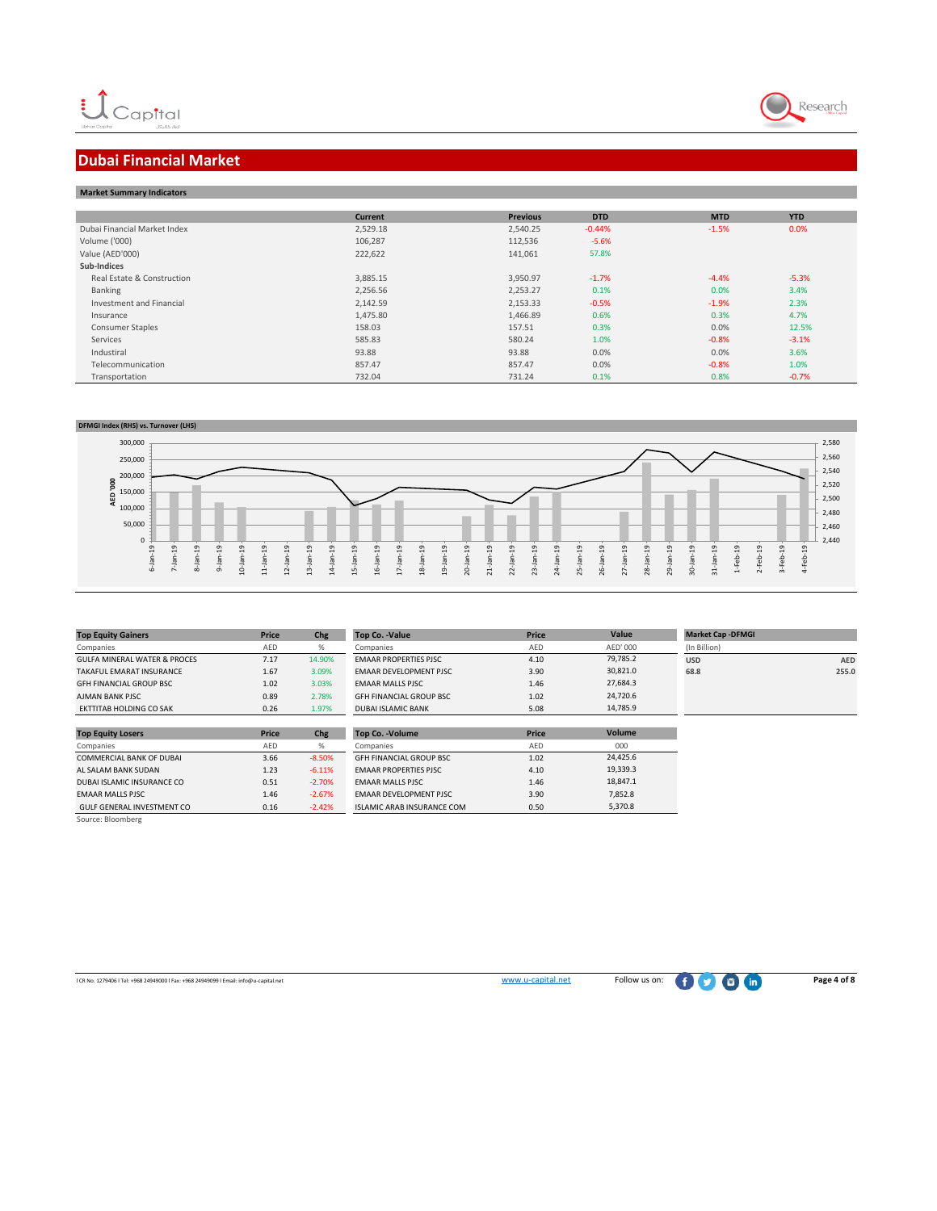# Dubai Financial Market

## Market Summary Indicators

| | Current | Previous | DTD | MTD | YTD |
|---|---|---|---|---|---|
| Dubai Financial Market Index | 2,529.18 | 2,540.25 | -0.44% | -1.5% | 0.0% |
| Volume ('000) | 106,287 | 112,536 | -5.6% | | |
| Value (AED'000) | 222,622 | 141,061 | 57.8% | | |
| **Sub-Indices** | | | | | |
| Real Estate & Construction | 3,885.15 | 3,950.97 | -1.7% | -4.4% | -5.3% |
| Banking | 2,256.56 | 2,253.27 | 0.1% | 0.0% | 3.4% |
| Investment and Financial | 2,142.59 | 2,153.33 | -0.5% | -1.9% | 2.3% |
| Insurance | 1,475.80 | 1,466.89 | 0.6% | 0.3% | 4.7% |
| Consumer Staples | 158.03 | 157.51 | 0.3% | 0.0% | 12.5% |
| Services | 585.83 | 580.24 | 1.0% | -0.8% | -3.1% |
| Industrial | 93.88 | 93.88 | 0.0% | 0.0% | 3.6% |
| Telecommunication | 857.47 | 857.47 | 0.0% | -0.8% | 1.0% |
| Transportation | 732.04 | 731.24 | 0.1% | 0.8% | -0.7% |

**DFMGI Index (RHS) vs. Turnover (LHS)**

| Top Equity Gainers | Price | Chg |
|---|---|---|
| Companies | AED | % |
| GULFA MINERAL WATER & PROCES | 7.17 | 14.90% |
| TAKAFUL EMARAT INSURANCE | 1.67 | 3.09% |
| GFH FINANCIAL GROUP BSC | 1.02 | 3.03% |
| AJMAN BANK PJSC | 0.89 | 2.78% |
| EKTTITAB HOLDING CO SAK | 0.26 | 1.97% |

| Top Co. -Value | Price | Value |
|---|---|---|
| Companies | AED | AED' 000 |
| EMAAR PROPERTIES PJSC | 4.10 | 79,785.2 |
| EMAAR DEVELOPMENT PJSC | 3.90 | 30,821.0 |
| EMAAR MALLS PJSC | 1.46 | 27,684.3 |
| GFH FINANCIAL GROUP BSC | 1.02 | 24,720.6 |
| DUBAI ISLAMIC BANK | 5.08 | 14,785.9 |

| Market Cap -DFMGI | |
|---|---|
| (In Billion) | |
| USD | AED |
| 68.8 | 255.0 |

| Top Equity Losers | Price | Chg |
|---|---|---|
| Companies | AED | % |
| COMMERCIAL BANK OF DUBAI | 3.66 | -8.50% |
| AL SALAM BANK SUDAN | 1.23 | -6.11% |
| DUBAI ISLAMIC INSURANCE CO | 0.51 | -2.70% |
| EMAAR MALLS PJSC | 1.46 | -2.67% |
| GULF GENERAL INVESTMENT CO | 0.16 | -2.42% |

| Top Co. -Volume | Price | Volume |
|---|---|---|
| Companies | AED | 000 |
| GFH FINANCIAL GROUP BSC | 1.02 | 24,425.6 |
| EMAAR PROPERTIES PJSC | 4.10 | 19,339.3 |
| EMAAR MALLS PJSC | 1.46 | 18,847.1 |
| EMAAR DEVELOPMENT PJSC | 3.90 | 7,852.8 |
| ISLAMIC ARAB INSURANCE COM | 0.50 | 5,370.8 |

Source: Bloomberg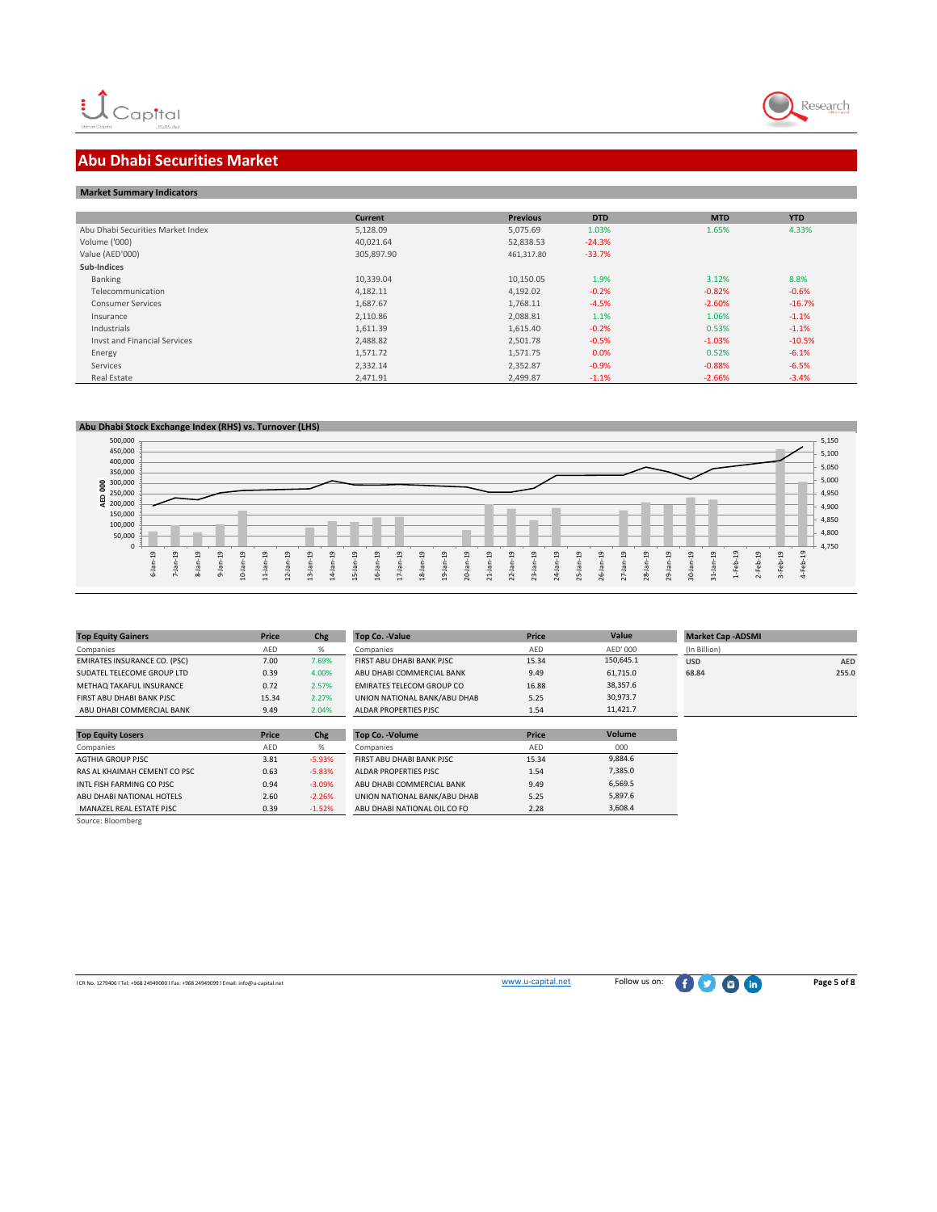# Abu Dhabi Securities Market

## Market Summary Indicators

| | Current | Previous | DTD | MTD | YTD |
|---|---|---|---|---|---|
| Abu Dhabi Securities Market Index | 5,128.09 | 5,075.69 | 1.03% | 1.65% | 4.33% |
| Volume ('000) | 40,021.64 | 52,838.53 | -24.3% | | |
| Value (AED'000) | 305,897.90 | 461,317.80 | -33.7% | | |
| **Sub-Indices** | | | | | |
| Banking | 10,339.04 | 10,150.05 | 1.9% | 3.12% | 8.8% |
| Telecommunication | 4,182.11 | 4,192.02 | -0.2% | -0.82% | -0.6% |
| Consumer Services | 1,687.67 | 1,768.11 | -4.5% | -2.60% | -16.7% |
| Insurance | 2,110.86 | 2,088.81 | 1.1% | 1.06% | -1.1% |
| Industrials | 1,611.39 | 1,615.40 | -0.2% | 0.53% | -1.1% |
| Invst and Financial Services | 2,488.82 | 2,501.78 | -0.5% | -1.03% | -10.5% |
| Energy | 1,571.72 | 1,571.75 | 0.0% | 0.52% | -6.1% |
| Services | 2,332.14 | 2,352.87 | -0.9% | -0.88% | -6.5% |
| Real Estate | 2,471.91 | 2,499.87 | -1.1% | -2.66% | -3.4% |

## Abu Dhabi Stock Exchange Index (RHS) vs. Turnover (LHS)

| Top Equity Gainers | Price | Chg |
|---|---|---|
| Companies | AED | % |
| EMIRATES INSURANCE CO. (PSC) | 7.00 | 7.69% |
| SUDATEL TELECOME GROUP LTD | 0.39 | 4.00% |
| METHAQ TAKAFUL INSURANCE | 0.72 | 2.57% |
| FIRST ABU DHABI BANK PJSC | 15.34 | 2.27% |
| ABU DHABI COMMERCIAL BANK | 9.49 | 2.04% |

| Top Co. -Value | Price | Value |
|---|---|---|
| Companies | AED | AED' 000 |
| FIRST ABU DHABI BANK PJSC | 15.34 | 150,645.1 |
| ABU DHABI COMMERCIAL BANK | 9.49 | 61,715.0 |
| EMIRATES TELECOM GROUP CO | 16.88 | 38,357.6 |
| UNION NATIONAL BANK/ABU DHAB | 5.25 | 30,973.7 |
| ALDAR PROPERTIES PJSC | 1.54 | 11,421.7 |

| Market Cap -ADSMI | |
|---|---|
| (In Billion) | |
| USD | AED |
| 68.84 | 255.0 |

| Top Equity Losers | Price | Chg |
|---|---|---|
| Companies | AED | % |
| AGTHIA GROUP PJSC | 3.81 | -5.93% |
| RAS AL KHAIMAH CEMENT CO PSC | 0.63 | -5.83% |
| INTL FISH FARMING CO PJSC | 0.94 | -3.09% |
| ABU DHABI NATIONAL HOTELS | 2.60 | -2.26% |
| MANAZEL REAL ESTATE PJSC | 0.39 | -1.52% |

| Top Co. -Volume | Price | Volume |
|---|---|---|
| Companies | AED | 000 |
| FIRST ABU DHABI BANK PJSC | 15.34 | 9,884.6 |
| ALDAR PROPERTIES PJSC | 1.54 | 7,385.0 |
| ABU DHABI COMMERCIAL BANK | 9.49 | 6,569.5 |
| UNION NATIONAL BANK/ABU DHAB | 5.25 | 5,897.6 |
| ABU DHABI NATIONAL OIL CO FO | 2.28 | 3,608.4 |

Source: Bloomberg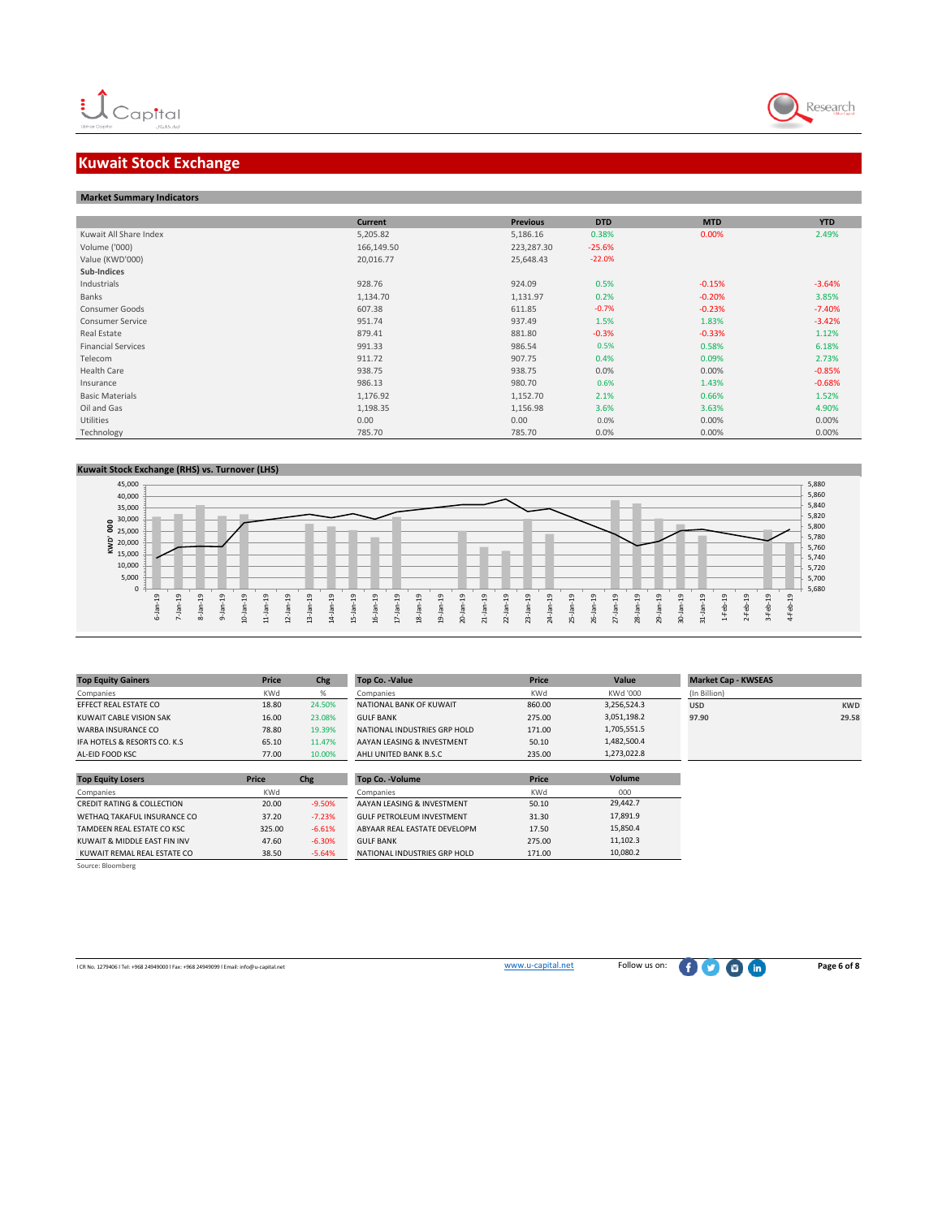# Kuwait Stock Exchange

## Market Summary Indicators

| | Current | Previous | DTD | MTD | YTD |
|---|---|---|---|---|---|
| Kuwait All Share Index | 5,205.82 | 5,186.16 | 0.38% | 0.00% | 2.49% |
| Volume ('000) | 166,149.50 | 223,287.30 | -25.6% | | |
| Value (KWD'000) | 20,016.77 | 25,648.43 | -22.0% | | |
| **Sub-Indices** | | | | | |
| Industrials | 928.76 | 924.09 | 0.5% | -0.15% | -3.64% |
| Banks | 1,134.70 | 1,131.97 | 0.2% | -0.20% | 3.85% |
| Consumer Goods | 607.38 | 611.85 | -0.7% | -0.23% | -7.40% |
| Consumer Service | 951.74 | 937.49 | 1.5% | 1.83% | -3.42% |
| Real Estate | 879.41 | 881.80 | -0.3% | -0.33% | 1.12% |
| Financial Services | 991.33 | 986.54 | 0.5% | 0.58% | 6.18% |
| Telecom | 911.72 | 907.75 | 0.4% | 0.09% | 2.73% |
| Health Care | 938.75 | 938.75 | 0.0% | 0.00% | -0.85% |
| Insurance | 986.13 | 980.70 | 0.6% | 1.43% | -0.68% |
| Basic Materials | 1,176.92 | 1,152.70 | 2.1% | 0.66% | 1.52% |
| Oil and Gas | 1,198.35 | 1,156.98 | 3.6% | 3.63% | 4.90% |
| Utilities | 0.00 | 0.00 | 0.0% | 0.00% | 0.00% |
| Technology | 785.70 | 785.70 | 0.0% | 0.00% | 0.00% |

## Kuwait Stock Exchange (RHS) vs. Turnover (LHS)

| Top Equity Gainers | Price | Chg |
|---|---|---|
| Companies | KWd | % |
| EFFECT REAL ESTATE CO | 18.80 | 24.50% |
| KUWAIT CABLE VISION SAK | 16.00 | 23.08% |
| WARBA INSURANCE CO | 78.80 | 19.39% |
| IFA HOTELS & RESORTS CO. K.S | 65.10 | 11.47% |
| AL-EID FOOD KSC | 77.00 | 10.00% |

| Top Co. -Value | Price | Value |
|---|---|---|
| Companies | KWd | KWd '000 |
| NATIONAL BANK OF KUWAIT | 860.00 | 3,256,524.3 |
| GULF BANK | 275.00 | 3,051,198.2 |
| NATIONAL INDUSTRIES GRP HOLD | 171.00 | 1,705,551.5 |
| AAYAN LEASING & INVESTMENT | 50.10 | 1,482,500.4 |
| AHLI UNITED BANK B.S.C | 235.00 | 1,273,022.8 |

| Market Cap - KWSEAS | |
|---|---|
| (In Billion) | |
| USD | KWD |
| 97.90 | 29.58 |

| Top Equity Losers | Price | Chg |
|---|---|---|
| Companies | KWd | |
| CREDIT RATING & COLLECTION | 20.00 | -9.50% |
| WETHAQ TAKAFUL INSURANCE CO | 37.20 | -7.23% |
| TAMDEEN REAL ESTATE CO KSC | 325.00 | -6.61% |
| KUWAIT & MIDDLE EAST FIN INV | 47.60 | -6.30% |
| KUWAIT REMAL REAL ESTATE CO | 38.50 | -5.64% |

| Top Co. -Volume | Price | Volume |
|---|---|---|
| Companies | KWd | 000 |
| AAYAN LEASING & INVESTMENT | 50.10 | 29,442.7 |
| GULF PETROLEUM INVESTMENT | 31.30 | 17,891.9 |
| ABYAAR REAL EASTATE DEVELOPM | 17.50 | 15,850.4 |
| GULF BANK | 275.00 | 11,102.3 |
| NATIONAL INDUSTRIES GRP HOLD | 171.00 | 10,080.2 |

Source: Bloomberg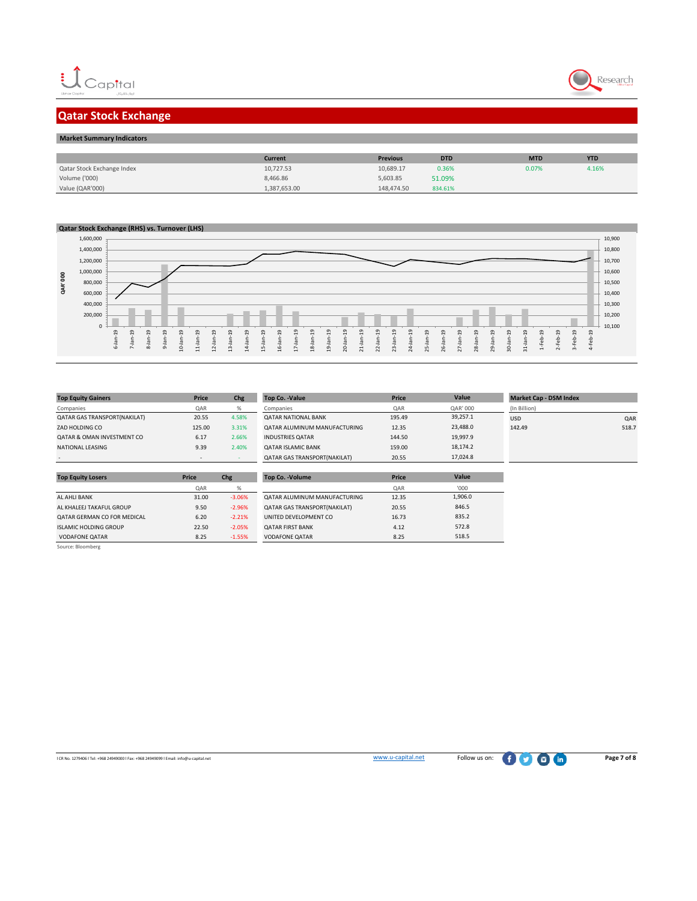# Qatar Stock Exchange

## Market Summary Indicators

| | Current | Previous | DTD | MTD | YTD |
|---|---|---|---|---|---|
| Qatar Stock Exchange Index | 10,727.53 | 10,689.17 | 0.36% | 0.07% | 4.16% |
| Volume ('000) | 8,466.86 | 5,603.85 | 51.09% | | |
| Value (QAR'000) | 1,387,653.00 | 148,474.50 | 834.61% | | |

**Qatar Stock Exchange (RHS) vs. Turnover (LHS)**

| Top Equity Gainers | Price | Chg |
|---|---|---|
| Companies | QAR | % |
| QATAR GAS TRANSPORT(NAKILAT) | 20.55 | 4.58% |
| ZAD HOLDING CO | 125.00 | 3.31% |
| QATAR & OMAN INVESTMENT CO | 6.17 | 2.66% |
| NATIONAL LEASING | 9.39 | 2.40% |
| - | - | - |

| Top Co. -Value | Price | Value |
|---|---|---|
| Companies | QAR | QAR' 000 |
| QATAR NATIONAL BANK | 195.49 | 39,257.1 |
| QATAR ALUMINUM MANUFACTURING | 12.35 | 23,488.0 |
| INDUSTRIES QATAR | 144.50 | 19,997.9 |
| QATAR ISLAMIC BANK | 159.00 | 18,174.2 |
| QATAR GAS TRANSPORT(NAKILAT) | 20.55 | 17,024.8 |

| Market Cap - DSM Index | |
|---|---|
| (In Billion) | |
| USD | QAR |
| 142.49 | 518.7 |

| Top Equity Losers | Price | Chg |
|---|---|---|
| | QAR | % |
| AL AHLI BANK | 31.00 | -3.06% |
| AL KHALEEJ TAKAFUL GROUP | 9.50 | -2.96% |
| QATAR GERMAN CO FOR MEDICAL | 6.20 | -2.21% |
| ISLAMIC HOLDING GROUP | 22.50 | -2.05% |
| VODAFONE QATAR | 8.25 | -1.55% |

| Top Co. -Volume | Price | Value |
|---|---|---|
| | QAR | '000 |
| QATAR ALUMINUM MANUFACTURING | 12.35 | 1,906.0 |
| QATAR GAS TRANSPORT(NAKILAT) | 20.55 | 846.5 |
| UNITED DEVELOPMENT CO | 16.73 | 835.2 |
| QATAR FIRST BANK | 4.12 | 572.8 |
| VODAFONE QATAR | 8.25 | 518.5 |

Source: Bloomberg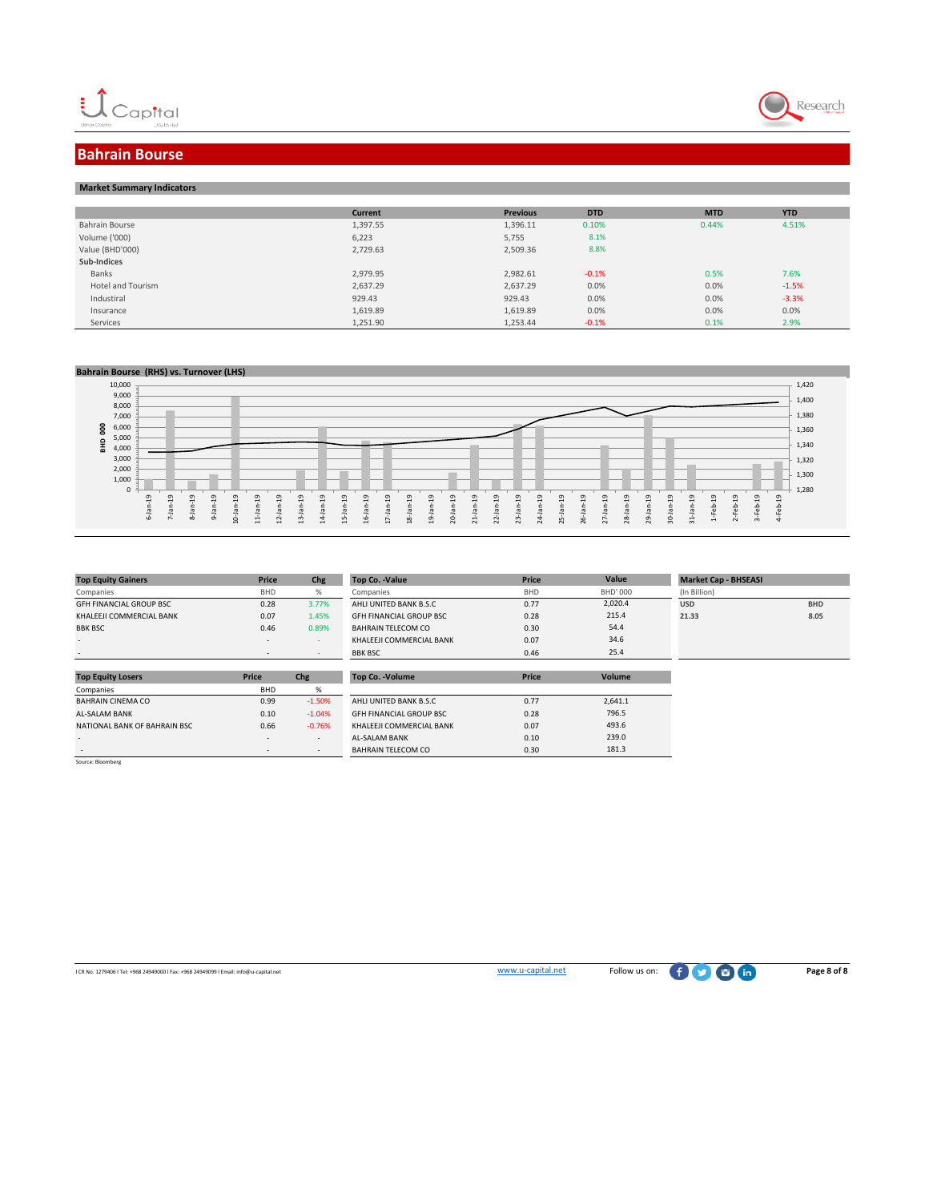## Bahrain Bourse

### Market Summary Indicators

| | Current | Previous | DTD | MTD | YTD |
|---|---|---|---|---|---|
| Bahrain Bourse | 1,397.55 | 1,396.11 | 0.10% | 0.44% | 4.51% |
| Volume ('000) | 6,223 | 5,755 | 8.1% | | |
| Value (BHD'000) | 2,729.63 | 2,509.36 | 8.8% | | |
| **Sub-Indices** | | | | | |
| Banks | 2,979.95 | 2,982.61 | -0.1% | 0.5% | 7.6% |
| Hotel and Tourism | 2,637.29 | 2,637.29 | 0.0% | 0.0% | -1.5% |
| Industiral | 929.43 | 929.43 | 0.0% | 0.0% | -3.3% |
| Insurance | 1,619.89 | 1,619.89 | 0.0% | 0.0% | 0.0% |
| Services | 1,251.90 | 1,253.44 | -0.1% | 0.1% | 2.9% |

### Bahrain Bourse (RHS) vs. Turnover (LHS)

| Top Equity Gainers | Price | Chg |
|---|---|---|
| Companies | BHD | % |
| GFH FINANCIAL GROUP BSC | 0.28 | 3.77% |
| KHALEEJI COMMERCIAL BANK | 0.07 | 1.45% |
| BBK BSC | 0.46 | 0.89% |
| - | - | - |
| - | - | - |

| Top Co. -Value | Price | Value |
|---|---|---|
| Companies | BHD | BHD' 000 |
| AHLI UNITED BANK B.S.C | 0.77 | 2,020.4 |
| GFH FINANCIAL GROUP BSC | 0.28 | 215.4 |
| BAHRAIN TELECOM CO | 0.30 | 54.4 |
| KHALEEJI COMMERCIAL BANK | 0.07 | 34.6 |
| BBK BSC | 0.46 | 25.4 |

| Market Cap - BHSEASI | |
|---|---|
| (In Billion) | |
| USD | BHD |
| 21.33 | 8.05 |

| Top Equity Losers | Price | Chg |
|---|---|---|
| Companies | BHD | % |
| BAHRAIN CINEMA CO | 0.99 | -1.50% |
| AL-SALAM BANK | 0.10 | -1.04% |
| NATIONAL BANK OF BAHRAIN BSC | 0.66 | -0.76% |
| - | - | - |
| - | - | - |

| Top Co. -Volume | Price | Volume |
|---|---|---|
| AHLI UNITED BANK B.S.C | 0.77 | 2,641.1 |
| GFH FINANCIAL GROUP BSC | 0.28 | 796.5 |
| KHALEEJI COMMERCIAL BANK | 0.07 | 493.6 |
| AL-SALAM BANK | 0.10 | 239.0 |
| BAHRAIN TELECOM CO | 0.30 | 181.3 |

Source: Bloomberg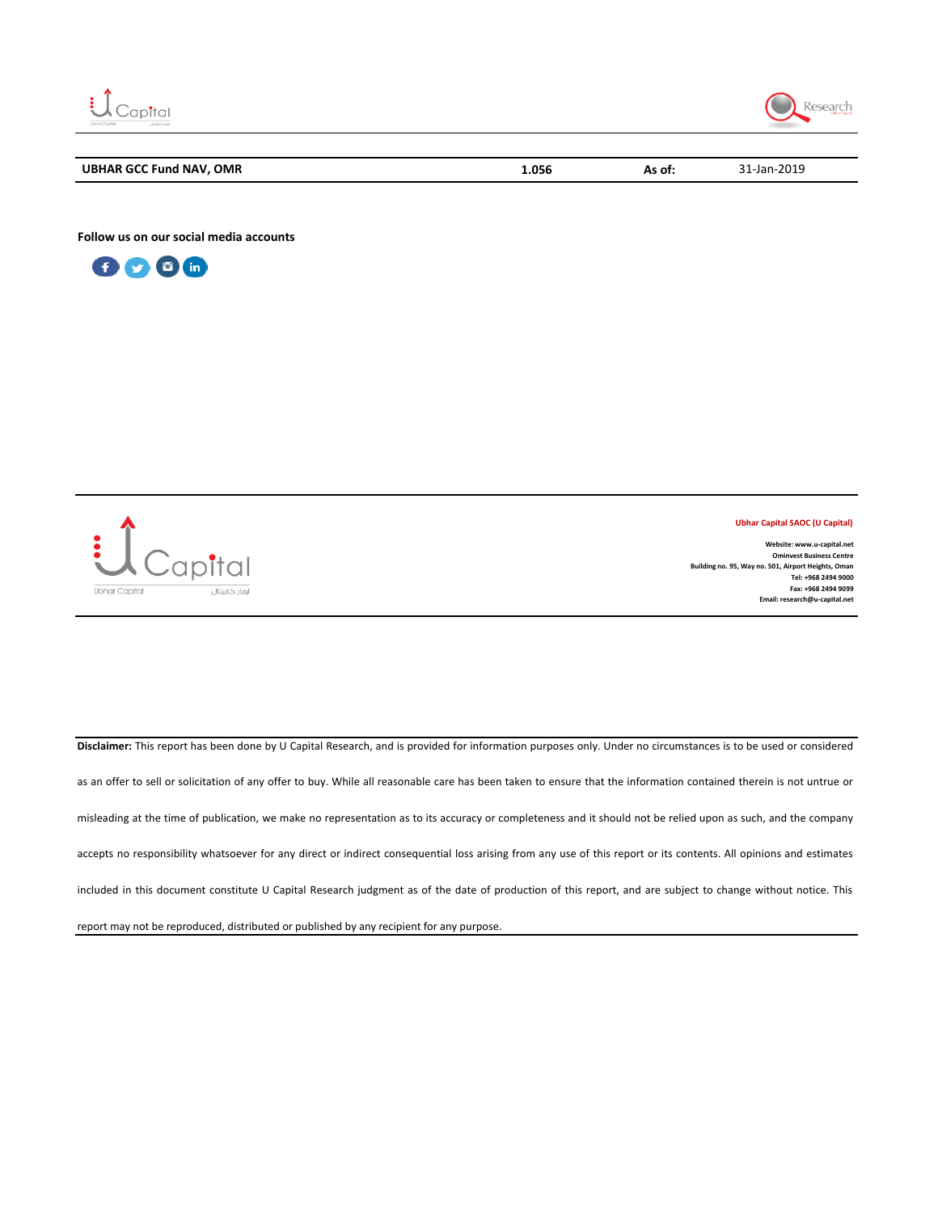| UBHAR GCC Fund NAV, OMR | 1.056 | As of: | 31-Jan-2019 |
|---|---|---|---|

**Follow us on our social media accounts**

**Ubhar Capital SAOC (U Capital)**

**Website: www.u-capital.net**
**Ominvest Business Centre**
**Building no. 95, Way no. 501, Airport Heights, Oman**
**Tel: +968 2494 9000**
**Fax: +968 2494 9099**
**Email: research@u-capital.net**

**Disclaimer:** This report has been done by U Capital Research, and is provided for information purposes only. Under no circumstances is to be used or considered as an offer to sell or solicitation of any offer to buy. While all reasonable care has been taken to ensure that the information contained therein is not untrue or misleading at the time of publication, we make no representation as to its accuracy or completeness and it should not be relied upon as such, and the company accepts no responsibility whatsoever for any direct or indirect consequential loss arising from any use of this report or its contents. All opinions and estimates included in this document constitute U Capital Research judgment as of the date of production of this report, and are subject to change without notice. This report may not be reproduced, distributed or published by any recipient for any purpose.